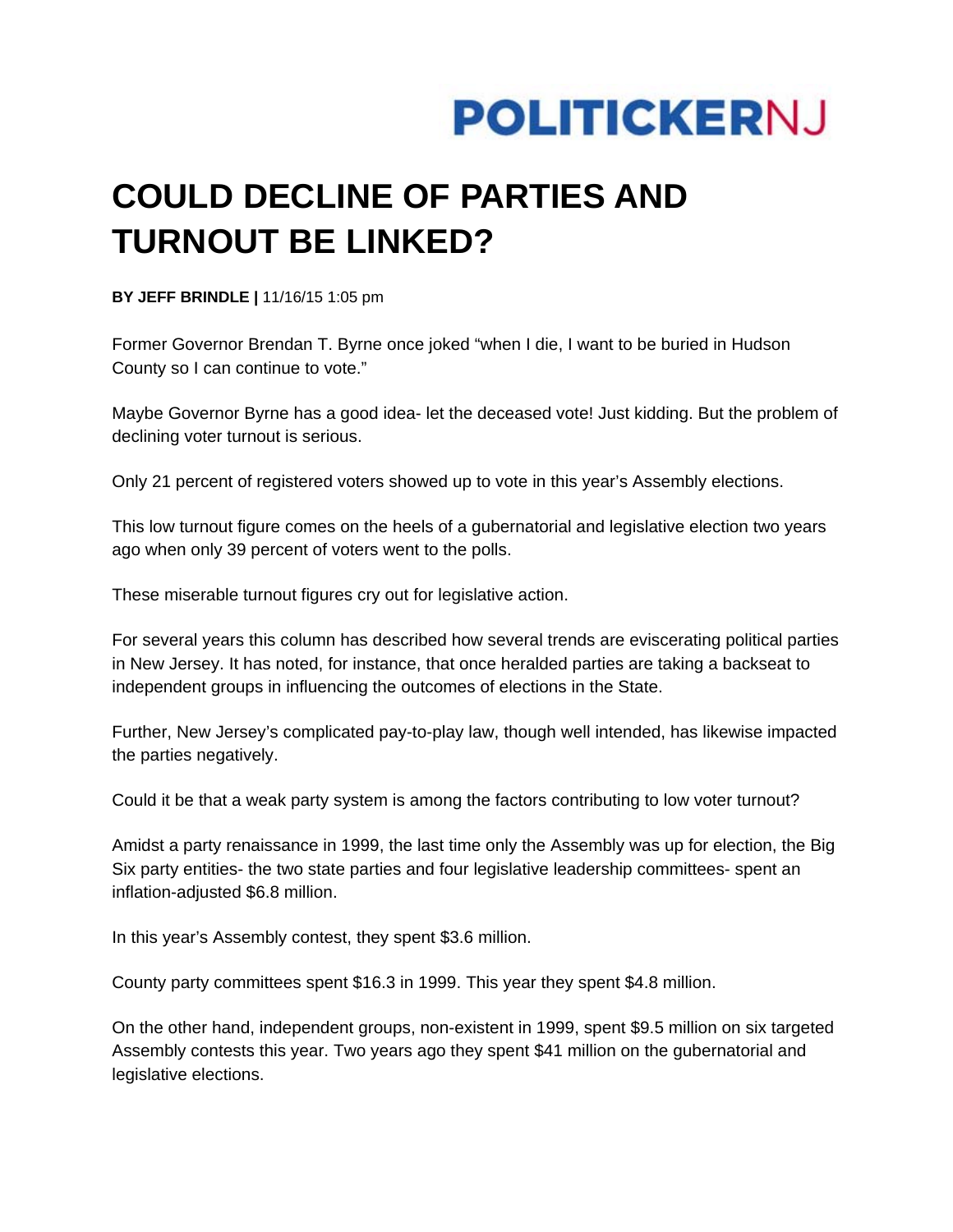POLITICKERNJ

# COULD DECLINE OF PARTIES AND TURNOUT BE LINKED?

**BY JEFF BRINDLE |** 11/16/15 1:05 pm

Former Governor Brendan T. Byrne once joked "when I die, I want to be buried in Hudson County so I can continue to vote."

Maybe Governor Byrne has a good idea- let the deceased vote! Just kidding. But the problem of declining voter turnout is serious.

Only 21 percent of registered voters showed up to vote in this year's Assembly elections.

This low turnout figure comes on the heels of a gubernatorial and legislative election two years ago when only 39 percent of voters went to the polls.

These miserable turnout figures cry out for legislative action.

For several years this column has described how several trends are eviscerating political parties in New Jersey. It has noted, for instance, that once heralded parties are taking a backseat to independent groups in influencing the outcomes of elections in the State.

Further, New Jersey's complicated pay-to-play law, though well intended, has likewise impacted the parties negatively.

Could it be that a weak party system is among the factors contributing to low voter turnout?

Amidst a party renaissance in 1999, the last time only the Assembly was up for election, the Big Six party entities- the two state parties and four legislative leadership committees- spent an inflation-adjusted $6.8 million.

In this year's Assembly contest, they spent $3.6 million.

County party committees spent $16.3 in 1999. This year they spent $4.8 million.

On the other hand, independent groups, non-existent in 1999, spent $9.5 million on six targeted Assembly contests this year. Two years ago they spent $41 million on the gubernatorial and legislative elections.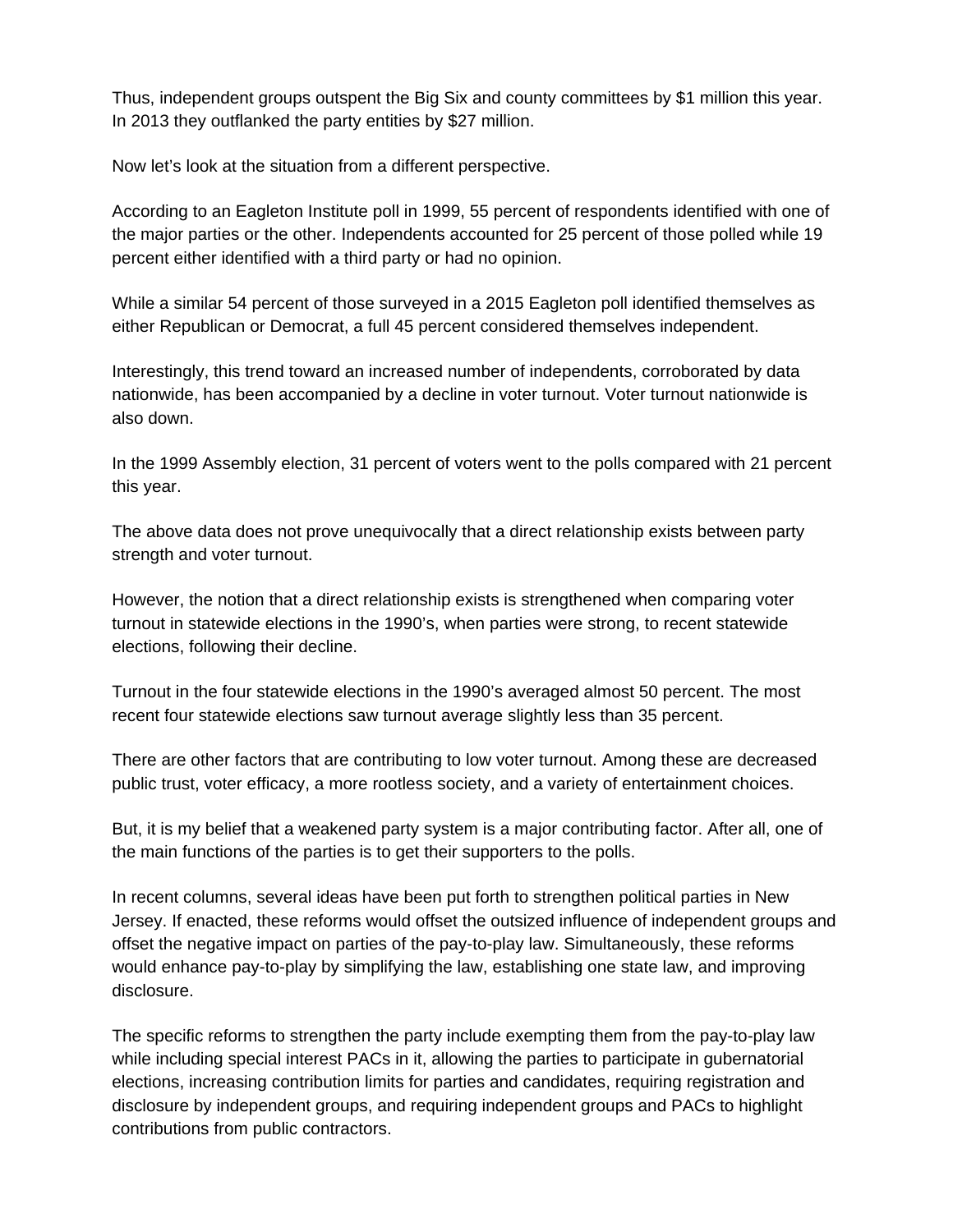Thus, independent groups outspent the Big Six and county committees by $1 million this year. In 2013 they outflanked the party entities by $27 million.

Now let's look at the situation from a different perspective.

According to an Eagleton Institute poll in 1999, 55 percent of respondents identified with one of the major parties or the other. Independents accounted for 25 percent of those polled while 19 percent either identified with a third party or had no opinion.

While a similar 54 percent of those surveyed in a 2015 Eagleton poll identified themselves as either Republican or Democrat, a full 45 percent considered themselves independent.

Interestingly, this trend toward an increased number of independents, corroborated by data nationwide, has been accompanied by a decline in voter turnout. Voter turnout nationwide is also down.

In the 1999 Assembly election, 31 percent of voters went to the polls compared with 21 percent this year.

The above data does not prove unequivocally that a direct relationship exists between party strength and voter turnout.

However, the notion that a direct relationship exists is strengthened when comparing voter turnout in statewide elections in the 1990's, when parties were strong, to recent statewide elections, following their decline.

Turnout in the four statewide elections in the 1990's averaged almost 50 percent. The most recent four statewide elections saw turnout average slightly less than 35 percent.

There are other factors that are contributing to low voter turnout. Among these are decreased public trust, voter efficacy, a more rootless society, and a variety of entertainment choices.

But, it is my belief that a weakened party system is a major contributing factor. After all, one of the main functions of the parties is to get their supporters to the polls.

In recent columns, several ideas have been put forth to strengthen political parties in New Jersey. If enacted, these reforms would offset the outsized influence of independent groups and offset the negative impact on parties of the pay-to-play law. Simultaneously, these reforms would enhance pay-to-play by simplifying the law, establishing one state law, and improving disclosure.

The specific reforms to strengthen the party include exempting them from the pay-to-play law while including special interest PACs in it, allowing the parties to participate in gubernatorial elections, increasing contribution limits for parties and candidates, requiring registration and disclosure by independent groups, and requiring independent groups and PACs to highlight contributions from public contractors.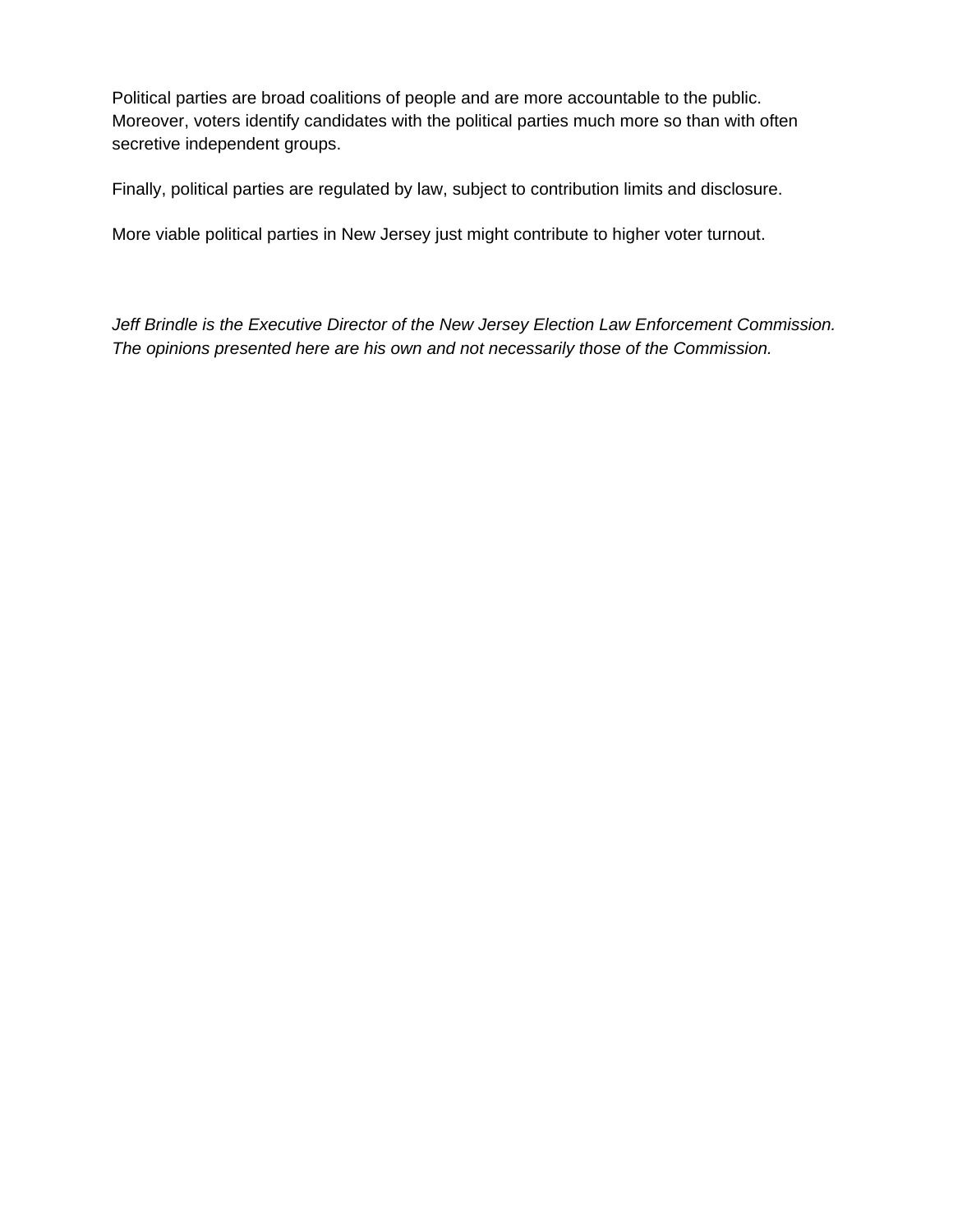Political parties are broad coalitions of people and are more accountable to the public. Moreover, voters identify candidates with the political parties much more so than with often secretive independent groups.

Finally, political parties are regulated by law, subject to contribution limits and disclosure.

More viable political parties in New Jersey just might contribute to higher voter turnout.

*Jeff Brindle is the Executive Director of the New Jersey Election Law Enforcement Commission. The opinions presented here are his own and not necessarily those of the Commission.*